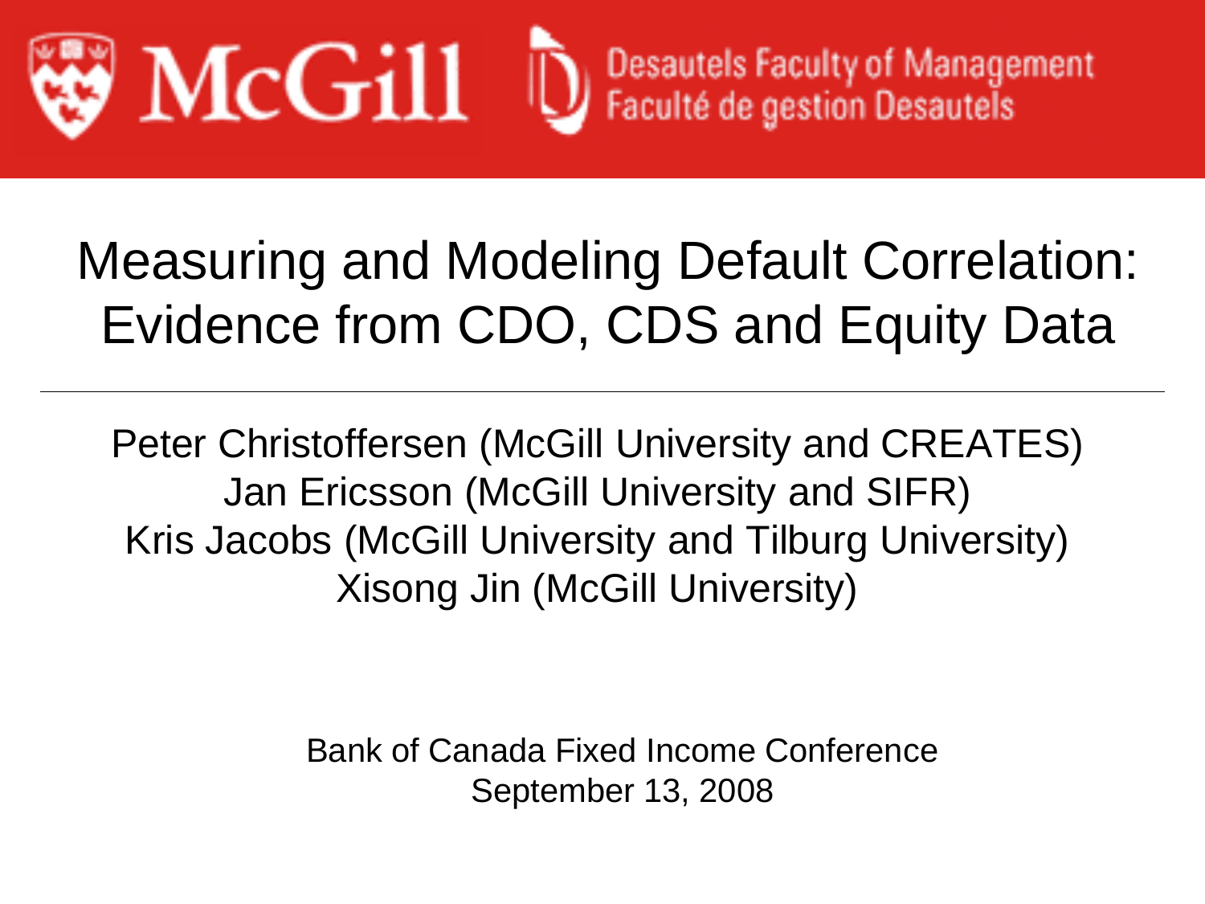McGill Desautels Faculty of Management
Faculté de gestion Desautels

# Measuring and Modeling Default Correlation: Evidence from CDO, CDS and Equity Data

Peter Christoffersen (McGill University and CREATES)
Jan Ericsson (McGill University and SIFR)
Kris Jacobs (McGill University and Tilburg University)
Xisong Jin (McGill University)

Bank of Canada Fixed Income Conference
September 13, 2008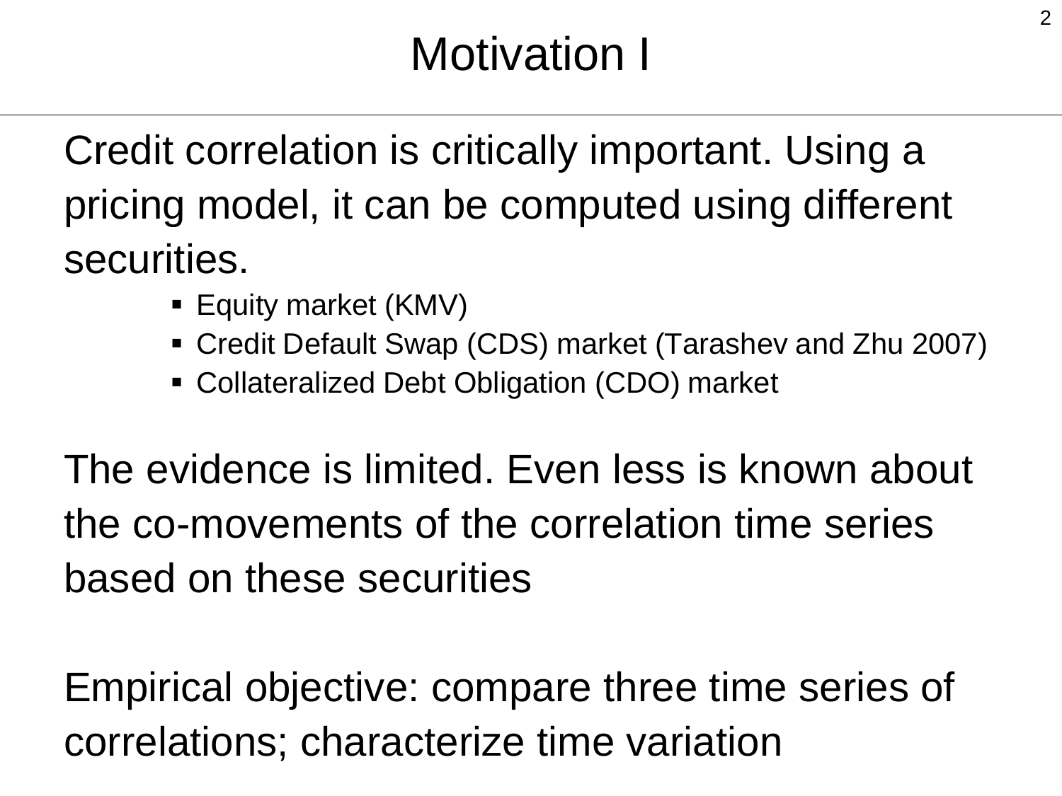# Motivation I

Credit correlation is critically important. Using a pricing model, it can be computed using different securities.

- Equity market (KMV)
- Credit Default Swap (CDS) market (Tarashev and Zhu 2007)
- Collateralized Debt Obligation (CDO) market

The evidence is limited. Even less is known about the co-movements of the correlation time series based on these securities

Empirical objective: compare three time series of correlations; characterize time variation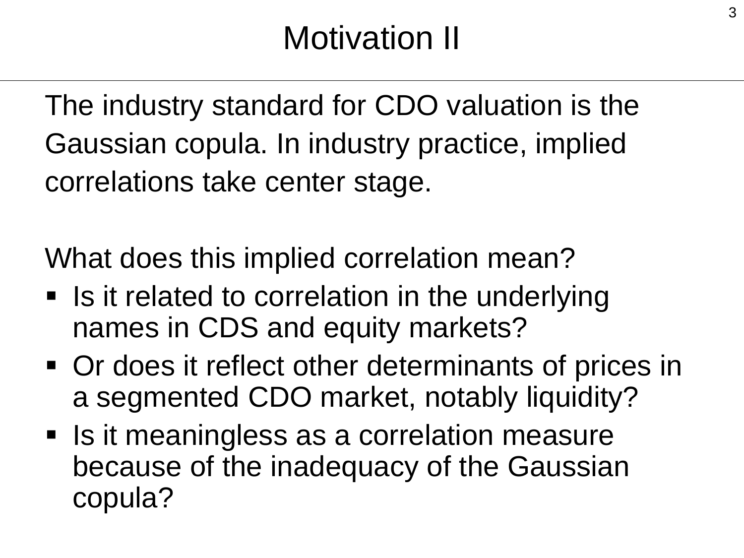# Motivation II

The industry standard for CDO valuation is the Gaussian copula. In industry practice, implied correlations take center stage.

What does this implied correlation mean?

- Is it related to correlation in the underlying names in CDS and equity markets?
- Or does it reflect other determinants of prices in a segmented CDO market, notably liquidity?
- Is it meaningless as a correlation measure because of the inadequacy of the Gaussian copula?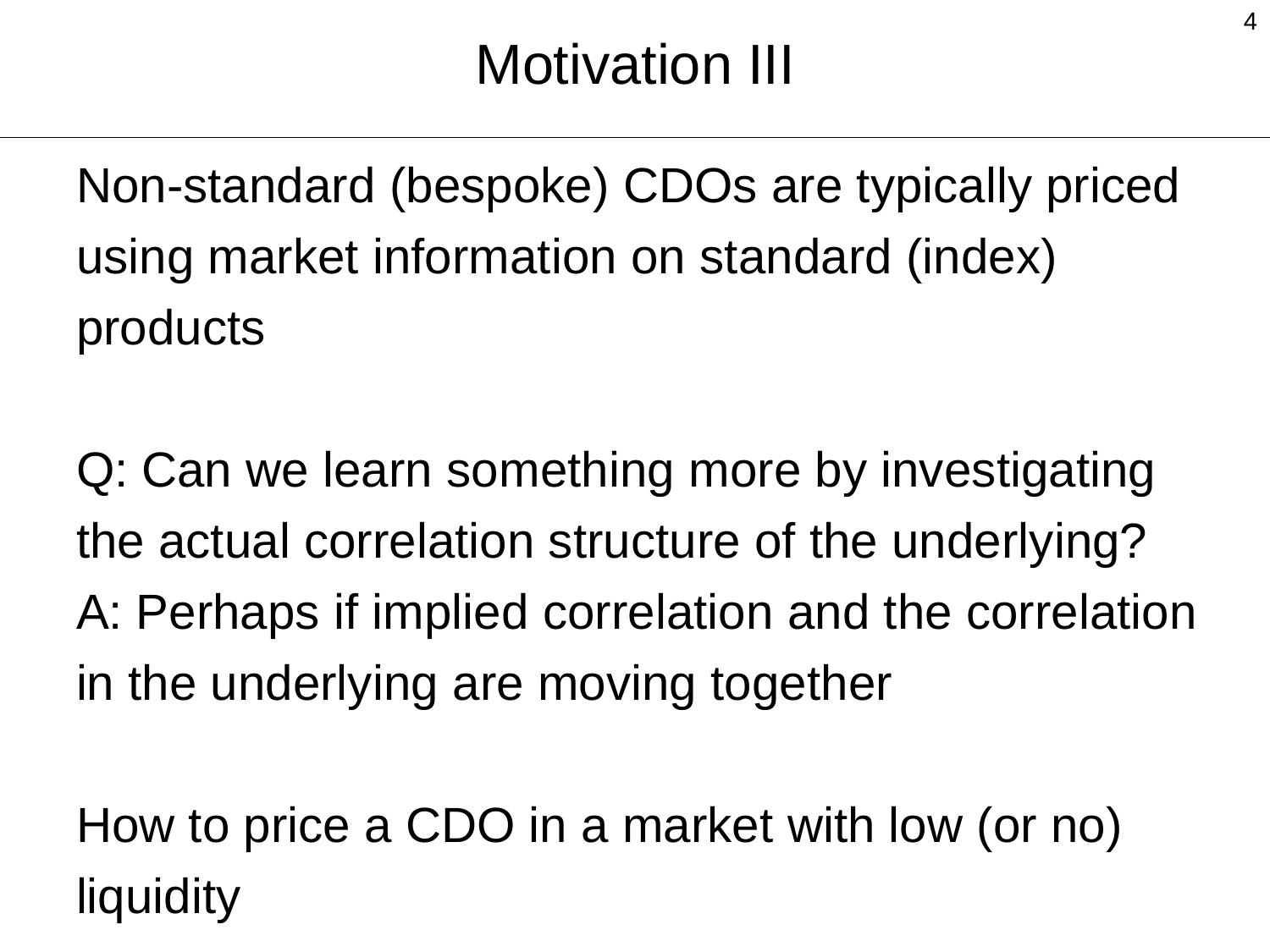# Motivation III

Non-standard (bespoke) CDOs are typically priced using market information on standard (index) products

Q: Can we learn something more by investigating the actual correlation structure of the underlying?
A: Perhaps if implied correlation and the correlation in the underlying are moving together

How to price a CDO in a market with low (or no) liquidity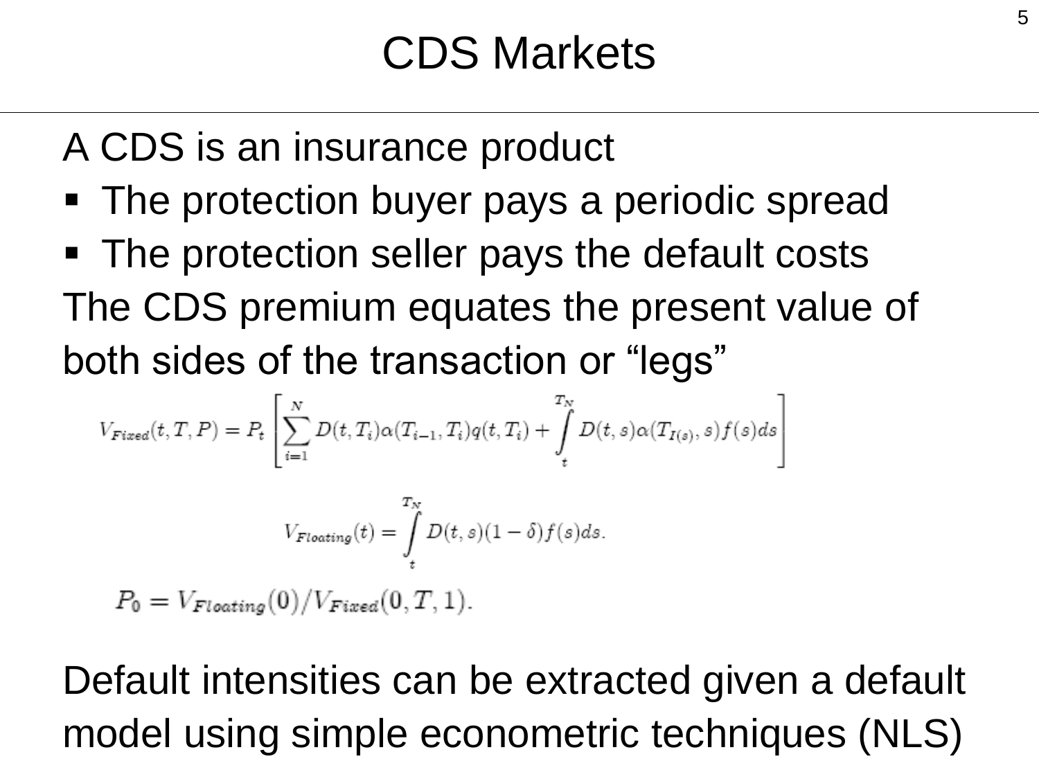# CDS Markets

A CDS is an insurance product

- The protection buyer pays a periodic spread
- The protection seller pays the default costs

The CDS premium equates the present value of both sides of the transaction or "legs"

$$V_{Fixed}(t,T,P) = P_t \left[ \sum_{i=1}^{N} D(t,T_i)\alpha(T_{i-1},T_i)q(t,T_i) + \int_t^{T_N} D(t,s)\alpha(T_{I(s)},s)f(s)ds \right]$$

$$V_{Floating}(t) = \int_t^{T_N} D(t,s)(1-\delta)f(s)ds.$$

$$P_0 = V_{Floating}(0)/V_{Fixed}(0,T,1).$$

Default intensities can be extracted given a default model using simple econometric techniques (NLS)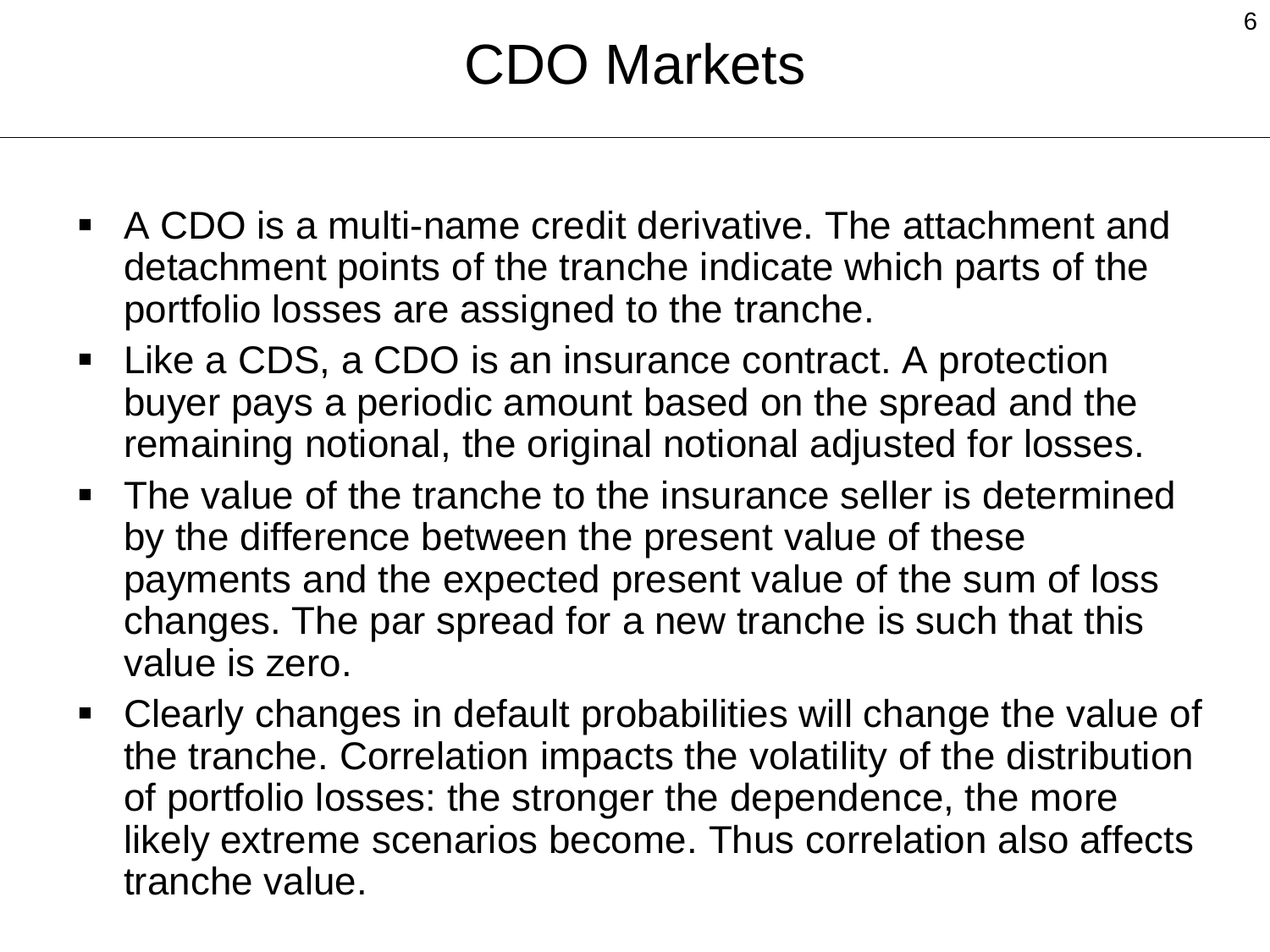# CDO Markets

- A CDO is a multi-name credit derivative. The attachment and detachment points of the tranche indicate which parts of the portfolio losses are assigned to the tranche.
- Like a CDS, a CDO is an insurance contract. A protection buyer pays a periodic amount based on the spread and the remaining notional, the original notional adjusted for losses.
- The value of the tranche to the insurance seller is determined by the difference between the present value of these payments and the expected present value of the sum of loss changes. The par spread for a new tranche is such that this value is zero.
- Clearly changes in default probabilities will change the value of the tranche. Correlation impacts the volatility of the distribution of portfolio losses: the stronger the dependence, the more likely extreme scenarios become. Thus correlation also affects tranche value.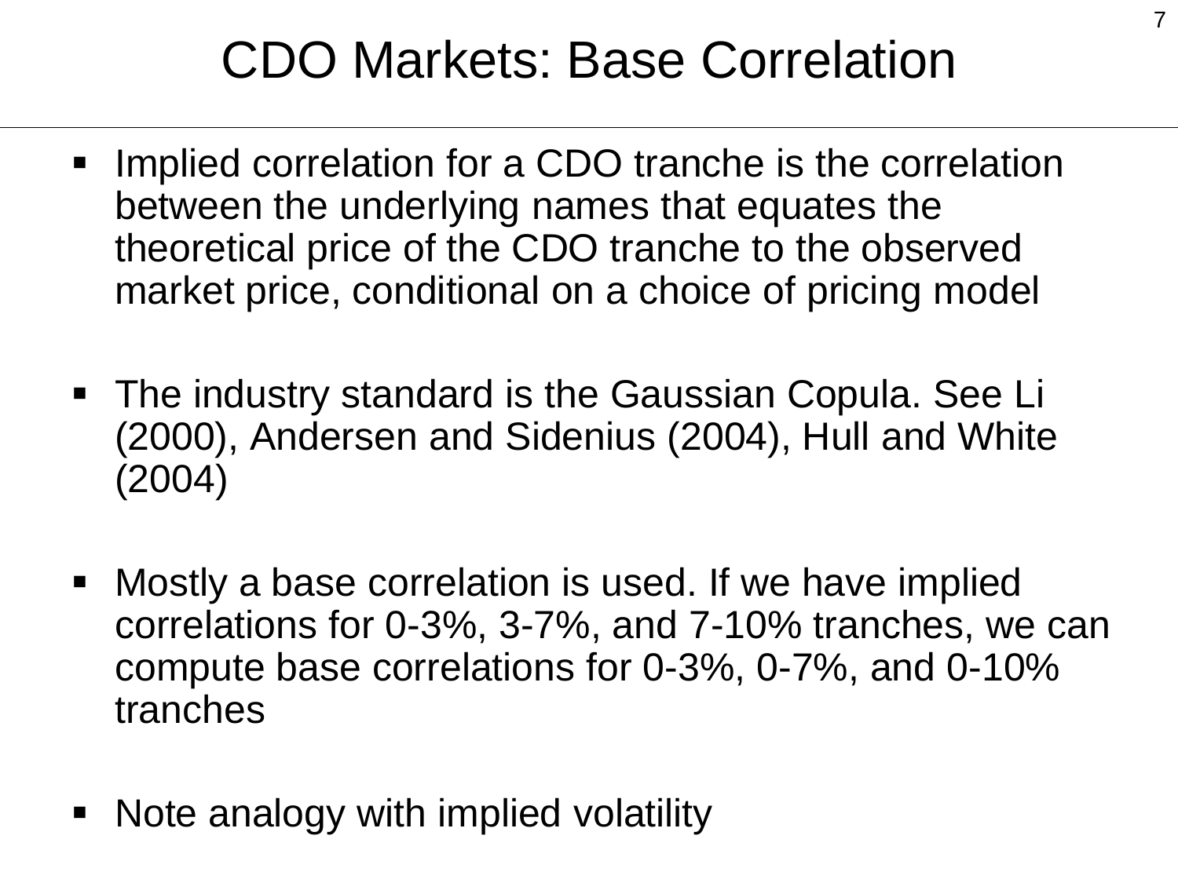# CDO Markets: Base Correlation

- Implied correlation for a CDO tranche is the correlation between the underlying names that equates the theoretical price of the CDO tranche to the observed market price, conditional on a choice of pricing model
- The industry standard is the Gaussian Copula. See Li (2000), Andersen and Sidenius (2004), Hull and White (2004)
- Mostly a base correlation is used. If we have implied correlations for 0-3%, 3-7%, and 7-10% tranches, we can compute base correlations for 0-3%, 0-7%, and 0-10% tranches
- Note analogy with implied volatility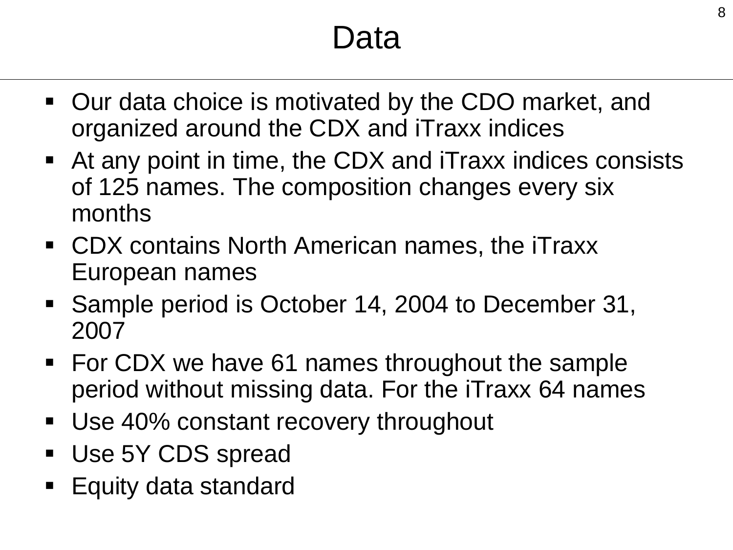# Data

- Our data choice is motivated by the CDO market, and organized around the CDX and iTraxx indices
- At any point in time, the CDX and iTraxx indices consists of 125 names. The composition changes every six months
- CDX contains North American names, the iTraxx European names
- Sample period is October 14, 2004 to December 31, 2007
- For CDX we have 61 names throughout the sample period without missing data. For the iTraxx 64 names
- Use 40% constant recovery throughout
- Use 5Y CDS spread
- Equity data standard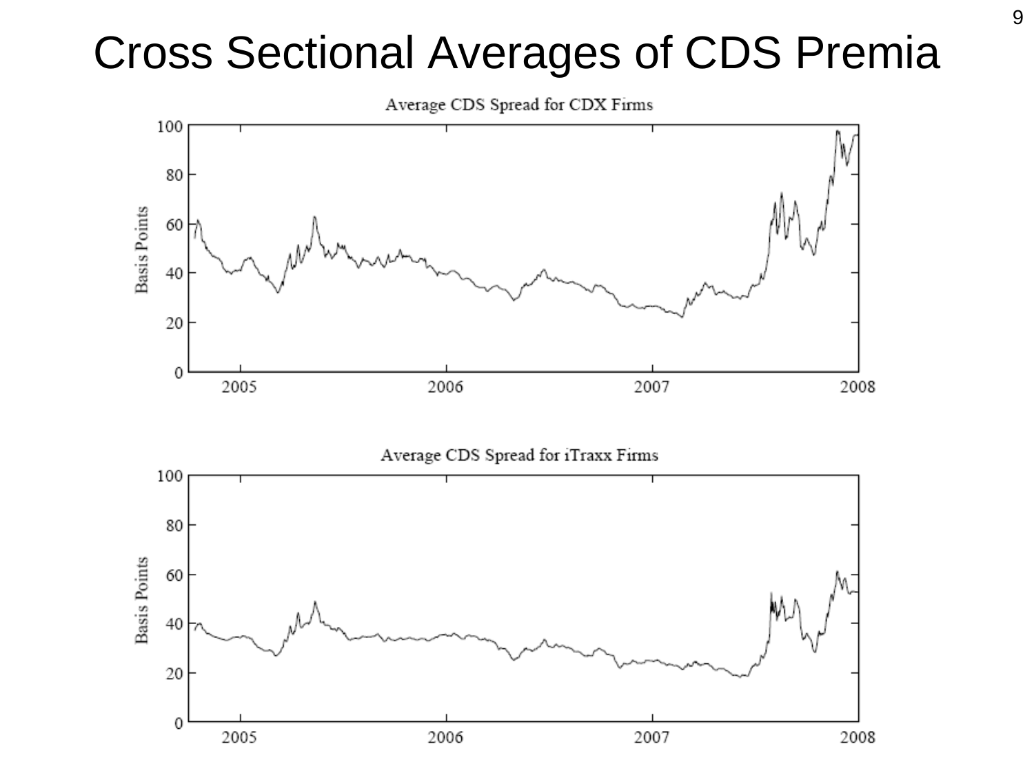# Cross Sectional Averages of CDS Premia

Average CDS Spread for CDX Firms

Average CDS Spread for iTraxx Firms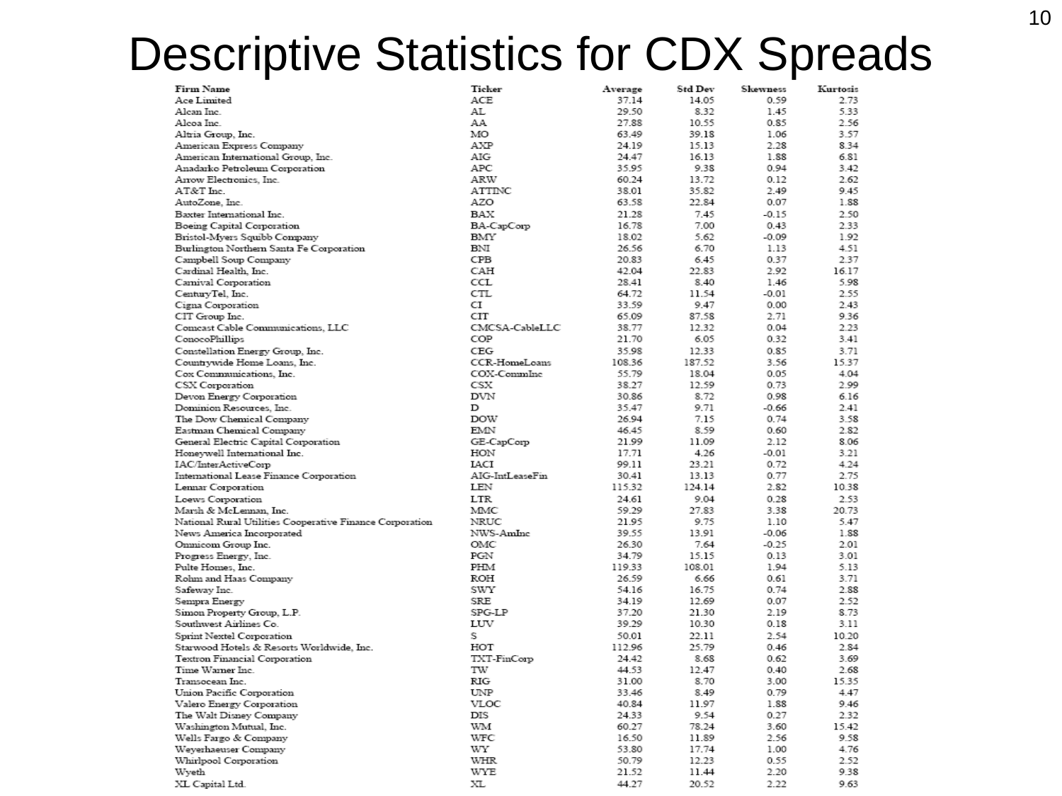# Descriptive Statistics for CDX Spreads

| Firm Name | Ticker | Average | Std Dev | Skewness | Kurtosis |
|---|---|---|---|---|---|
| Ace Limited | ACE | 37.14 | 14.05 | 0.59 | 2.73 |
| Alcan Inc. | AL | 29.50 | 8.32 | 1.45 | 5.33 |
| Alcoa Inc. | AA | 27.88 | 10.55 | 0.85 | 2.56 |
| Altria Group, Inc. | MO | 63.49 | 39.18 | 1.06 | 3.57 |
| American Express Company | AXP | 24.19 | 15.13 | 2.28 | 8.34 |
| American International Group, Inc. | AIG | 24.47 | 16.13 | 1.88 | 6.81 |
| Anadarko Petroleum Corporation | APC | 35.95 | 9.38 | 0.94 | 3.42 |
| Arrow Electronics, Inc. | ARW | 60.24 | 13.72 | 0.12 | 2.62 |
| AT&T Inc. | ATTINC | 38.01 | 35.82 | 2.49 | 9.45 |
| AutoZone, Inc. | AZO | 63.58 | 22.84 | 0.07 | 1.88 |
| Baxter International Inc. | BAX | 21.28 | 7.45 | -0.15 | 2.50 |
| Boeing Capital Corporation | BA-CapCorp | 16.78 | 7.00 | 0.43 | 2.33 |
| Bristol-Myers Squibb Company | BMY | 18.02 | 5.62 | -0.09 | 1.92 |
| Burlington Northern Santa Fe Corporation | BNI | 26.56 | 6.70 | 1.13 | 4.51 |
| Campbell Soup Company | CPB | 20.83 | 6.45 | 0.37 | 2.37 |
| Cardinal Health, Inc. | CAH | 42.04 | 22.83 | 2.92 | 16.17 |
| Carnival Corporation | CCL | 28.41 | 8.40 | 1.46 | 5.98 |
| CenturyTel, Inc. | CTL | 64.72 | 11.54 | -0.01 | 2.55 |
| Cigna Corporation | CI | 33.59 | 9.47 | 0.00 | 2.43 |
| CIT Group Inc. | CIT | 65.09 | 87.58 | 2.71 | 9.36 |
| Comcast Cable Communications, LLC | CMCSA-CableLLC | 38.77 | 12.32 | 0.04 | 2.23 |
| ConocoPhillips | COP | 21.70 | 6.05 | 0.32 | 3.41 |
| Constellation Energy Group, Inc. | CEG | 35.98 | 12.33 | 0.85 | 3.71 |
| Countrywide Home Loans, Inc. | CCR-HomeLoans | 108.36 | 187.52 | 3.56 | 15.37 |
| Cox Communications, Inc. | COX-CommInc | 55.79 | 18.04 | 0.05 | 4.04 |
| CSX Corporation | CSX | 38.27 | 12.59 | 0.73 | 2.99 |
| Devon Energy Corporation | DVN | 30.86 | 8.72 | 0.98 | 6.16 |
| Dominion Resources, Inc. | D | 35.47 | 9.71 | -0.66 | 2.41 |
| The Dow Chemical Company | DOW | 26.94 | 7.15 | 0.74 | 3.58 |
| Eastman Chemical Company | EMN | 46.45 | 8.59 | 0.60 | 2.82 |
| General Electric Capital Corporation | GE-CapCorp | 21.99 | 11.09 | 2.12 | 8.06 |
| Honeywell International Inc. | HON | 17.71 | 4.26 | -0.01 | 3.21 |
| IAC/InterActiveCorp | IACI | 99.11 | 23.21 | 0.72 | 4.24 |
| International Lease Finance Corporation | AIG-IntLeaseFin | 30.41 | 13.13 | 0.77 | 2.75 |
| Lennar Corporation | LEN | 115.32 | 124.14 | 2.82 | 10.38 |
| Loews Corporation | LTR | 24.61 | 9.04 | 0.28 | 2.53 |
| Marsh & McLennan, Inc. | MMC | 59.29 | 27.83 | 3.38 | 20.73 |
| National Rural Utilities Cooperative Finance Corporation | NRUC | 21.95 | 9.75 | 1.10 | 5.47 |
| News America Incorporated | NWS-AmInc | 39.55 | 13.91 | -0.06 | 1.88 |
| Omnicom Group Inc. | OMC | 26.30 | 7.64 | -0.25 | 2.01 |
| Progress Energy, Inc. | PGN | 34.79 | 15.15 | 0.13 | 3.01 |
| Pulte Homes, Inc. | PHM | 119.33 | 108.01 | 1.94 | 5.13 |
| Rohm and Haas Company | ROH | 26.59 | 6.66 | 0.61 | 3.71 |
| Safeway Inc. | SWY | 54.16 | 16.75 | 0.74 | 2.88 |
| Sempra Energy | SRE | 34.19 | 12.69 | 0.07 | 2.52 |
| Simon Property Group, L.P. | SPG-LP | 37.20 | 21.30 | 2.19 | 8.73 |
| Southwest Airlines Co. | LUV | 39.29 | 10.30 | 0.18 | 3.11 |
| Sprint Nextel Corporation | S | 50.01 | 22.11 | 2.54 | 10.20 |
| Starwood Hotels & Resorts Worldwide, Inc. | HOT | 112.96 | 25.79 | 0.46 | 2.84 |
| Textron Financial Corporation | TXT-FinCorp | 24.42 | 8.68 | 0.62 | 3.69 |
| Time Warner Inc. | TW | 44.53 | 12.47 | 0.40 | 2.68 |
| Transocean Inc. | RIG | 31.00 | 8.70 | 3.00 | 15.35 |
| Union Pacific Corporation | UNP | 33.46 | 8.49 | 0.79 | 4.47 |
| Valero Energy Corporation | VLOC | 40.84 | 11.97 | 1.88 | 9.46 |
| The Walt Disney Company | DIS | 24.33 | 9.54 | 0.27 | 2.32 |
| Washington Mutual, Inc. | WM | 60.27 | 78.24 | 3.60 | 15.42 |
| Wells Fargo & Company | WFC | 16.50 | 11.89 | 2.56 | 9.58 |
| Weyerhaeuser Company | WY | 53.80 | 17.74 | 1.00 | 4.76 |
| Whirlpool Corporation | WHR | 50.79 | 12.23 | 0.55 | 2.52 |
| Wyeth | WYE | 21.52 | 11.44 | 2.20 | 9.38 |
| XL Capital Ltd. | XL | 44.27 | 20.52 | 2.22 | 9.63 |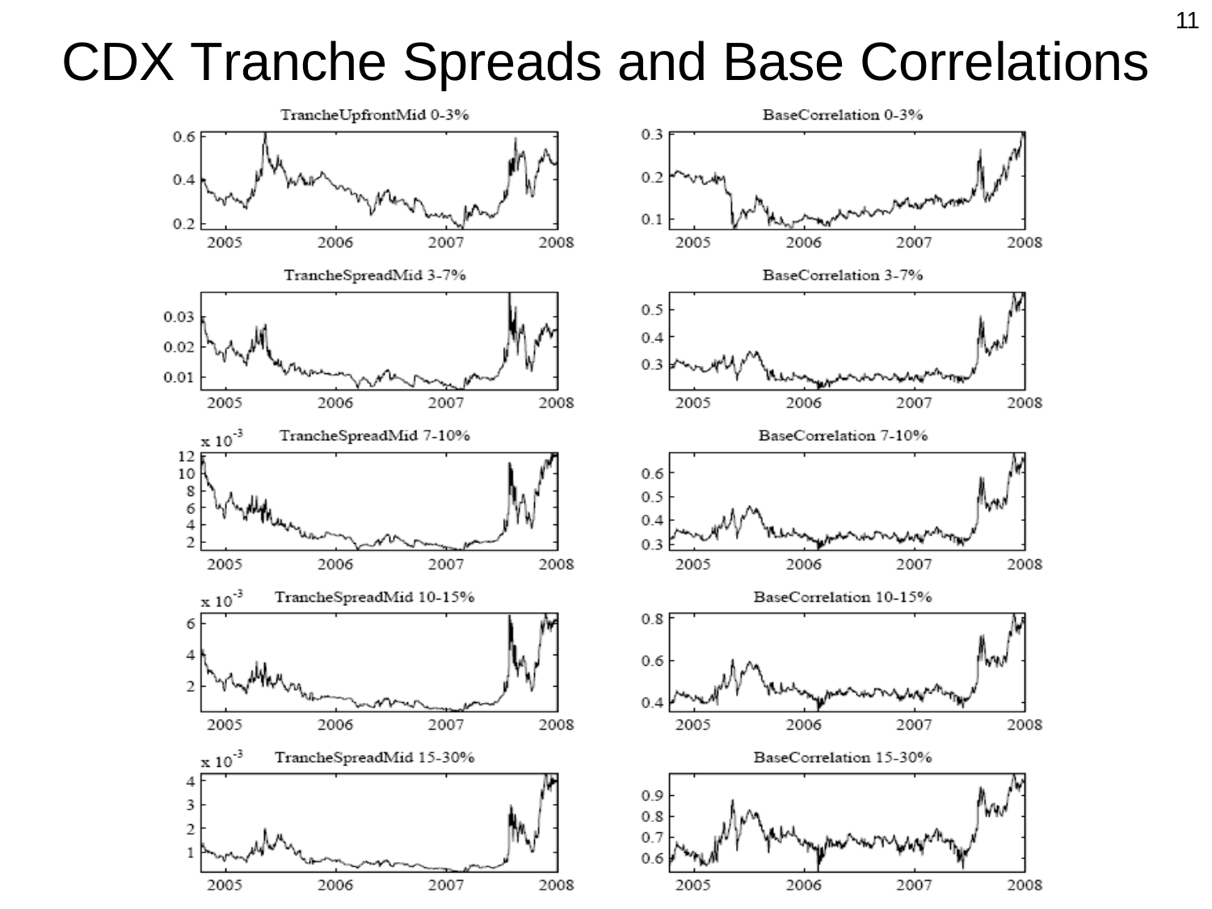# CDX Tranche Spreads and Base Correlations

TrancheUpfrontMid 0-3%

BaseCorrelation 0-3%

TrancheSpreadMid 3-7%

BaseCorrelation 3-7%

TrancheSpreadMid 7-10%

BaseCorrelation 7-10%

TrancheSpreadMid 10-15%

BaseCorrelation 10-15%

TrancheSpreadMid 15-30%

BaseCorrelation 15-30%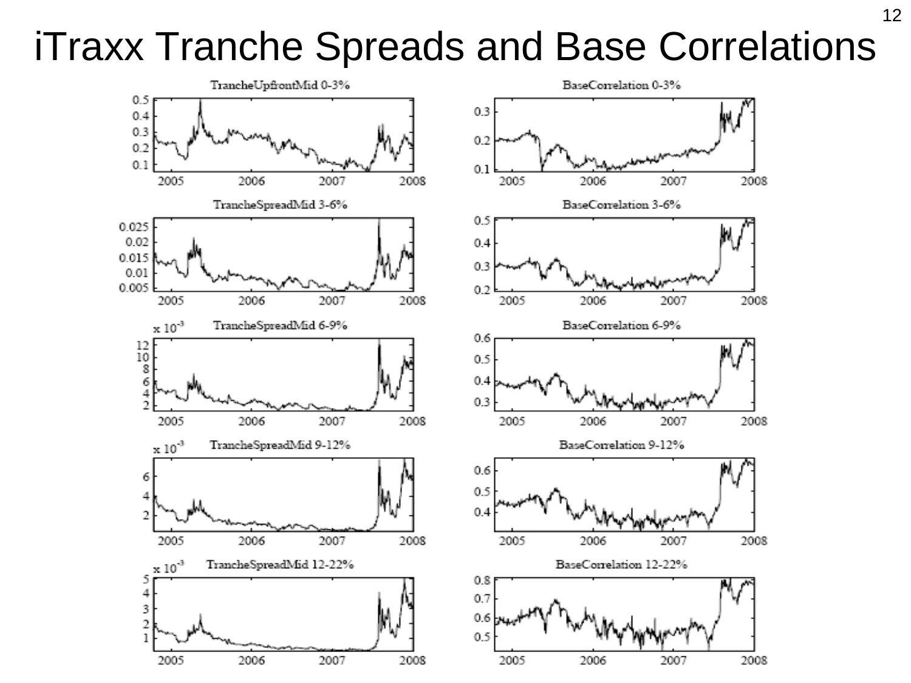# iTraxx Tranche Spreads and Base Correlations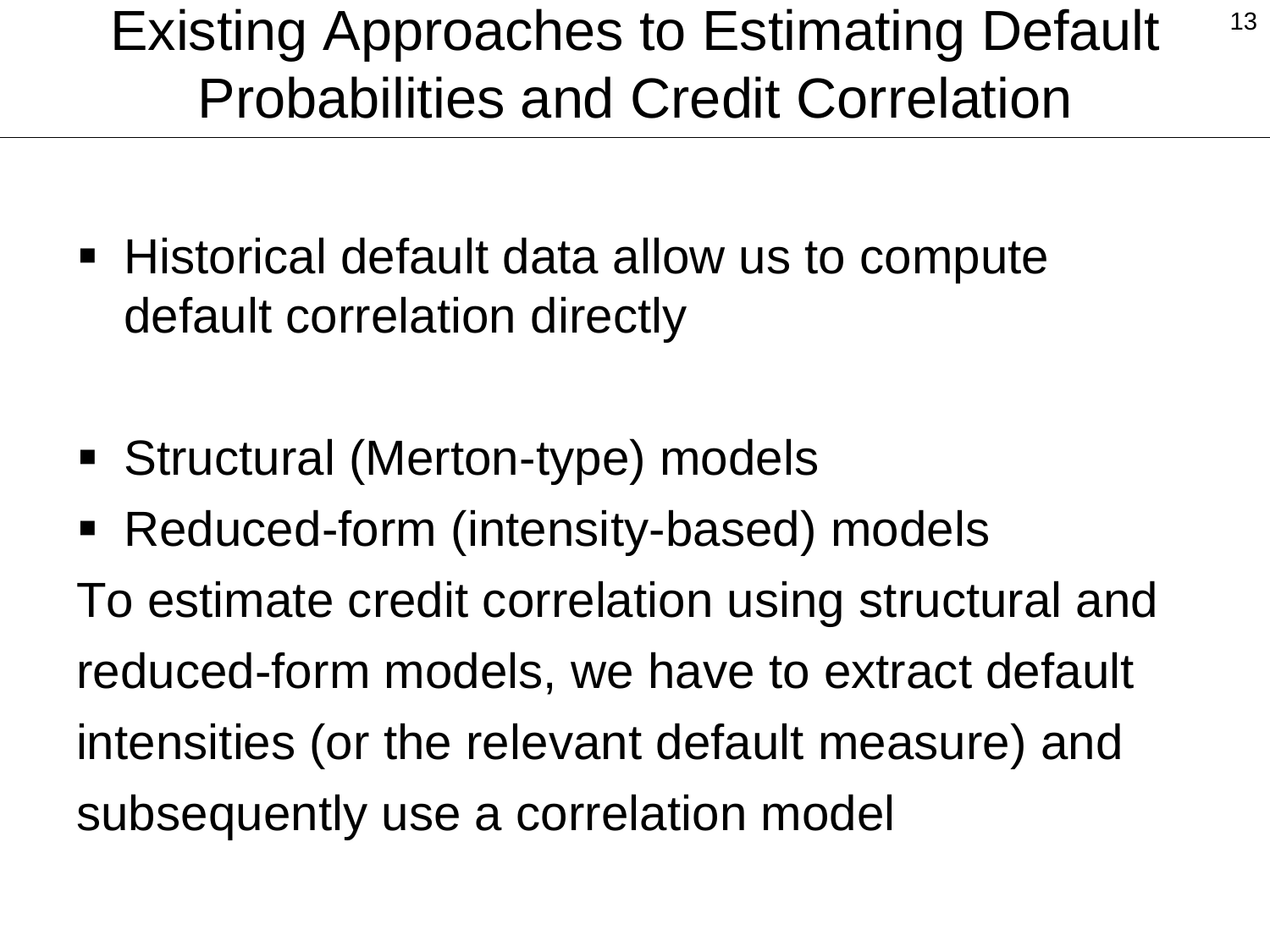# Existing Approaches to Estimating Default Probabilities and Credit Correlation

- Historical default data allow us to compute default correlation directly

- Structural (Merton-type) models
- Reduced-form (intensity-based) models

To estimate credit correlation using structural and reduced-form models, we have to extract default intensities (or the relevant default measure) and subsequently use a correlation model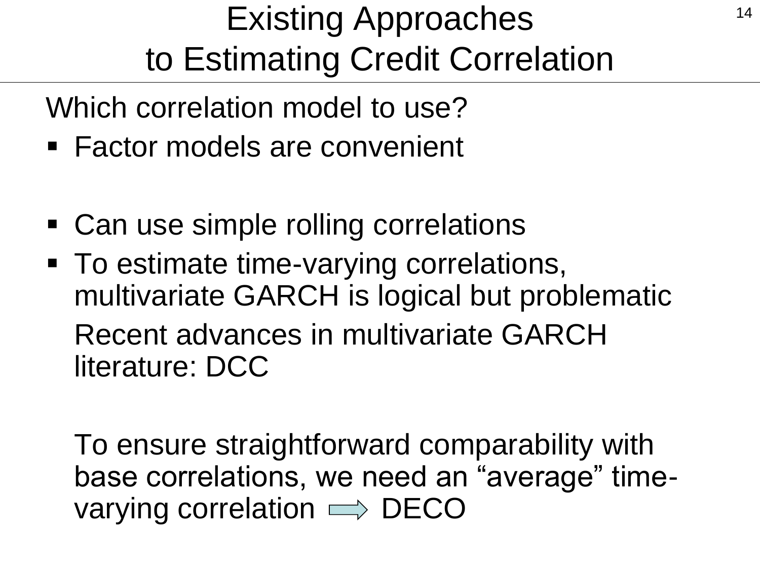# Existing Approaches to Estimating Credit Correlation

Which correlation model to use?

- Factor models are convenient
- Can use simple rolling correlations
- To estimate time-varying correlations, multivariate GARCH is logical but problematic

  Recent advances in multivariate GARCH literature: DCC

  To ensure straightforward comparability with base correlations, we need an "average" time-varying correlation ⇒ DECO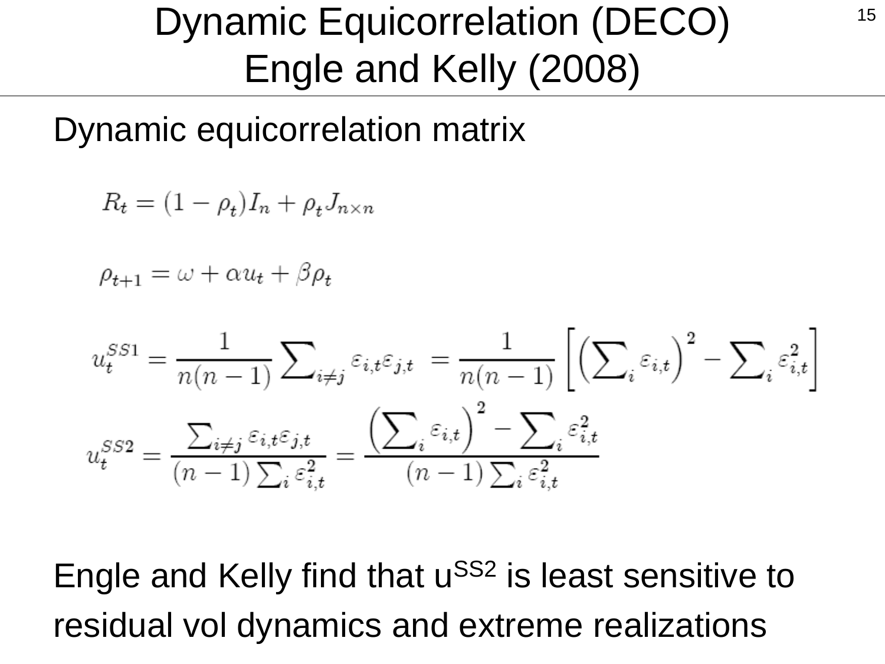# Dynamic Equicorrelation (DECO) Engle and Kelly (2008)

Dynamic equicorrelation matrix

$$R_t = (1 - \rho_t) I_n + \rho_t J_{n \times n}$$

$$\rho_{t+1} = \omega + \alpha u_t + \beta \rho_t$$

$$u_t^{SS1} = \frac{1}{n(n-1)} \sum_{i \neq j} \varepsilon_{i,t} \varepsilon_{j,t} = \frac{1}{n(n-1)} \left[ \left( \sum_i \varepsilon_{i,t} \right)^2 - \sum_i \varepsilon_{i,t}^2 \right]$$

$$u_t^{SS2} = \frac{\sum_{i \neq j} \varepsilon_{i,t} \varepsilon_{j,t}}{(n-1) \sum_i \varepsilon_{i,t}^2} = \frac{\left( \sum_i \varepsilon_{i,t} \right)^2 - \sum_i \varepsilon_{i,t}^2}{(n-1) \sum_i \varepsilon_{i,t}^2}$$

Engle and Kelly find that $u^{SS2}$ is least sensitive to residual vol dynamics and extreme realizations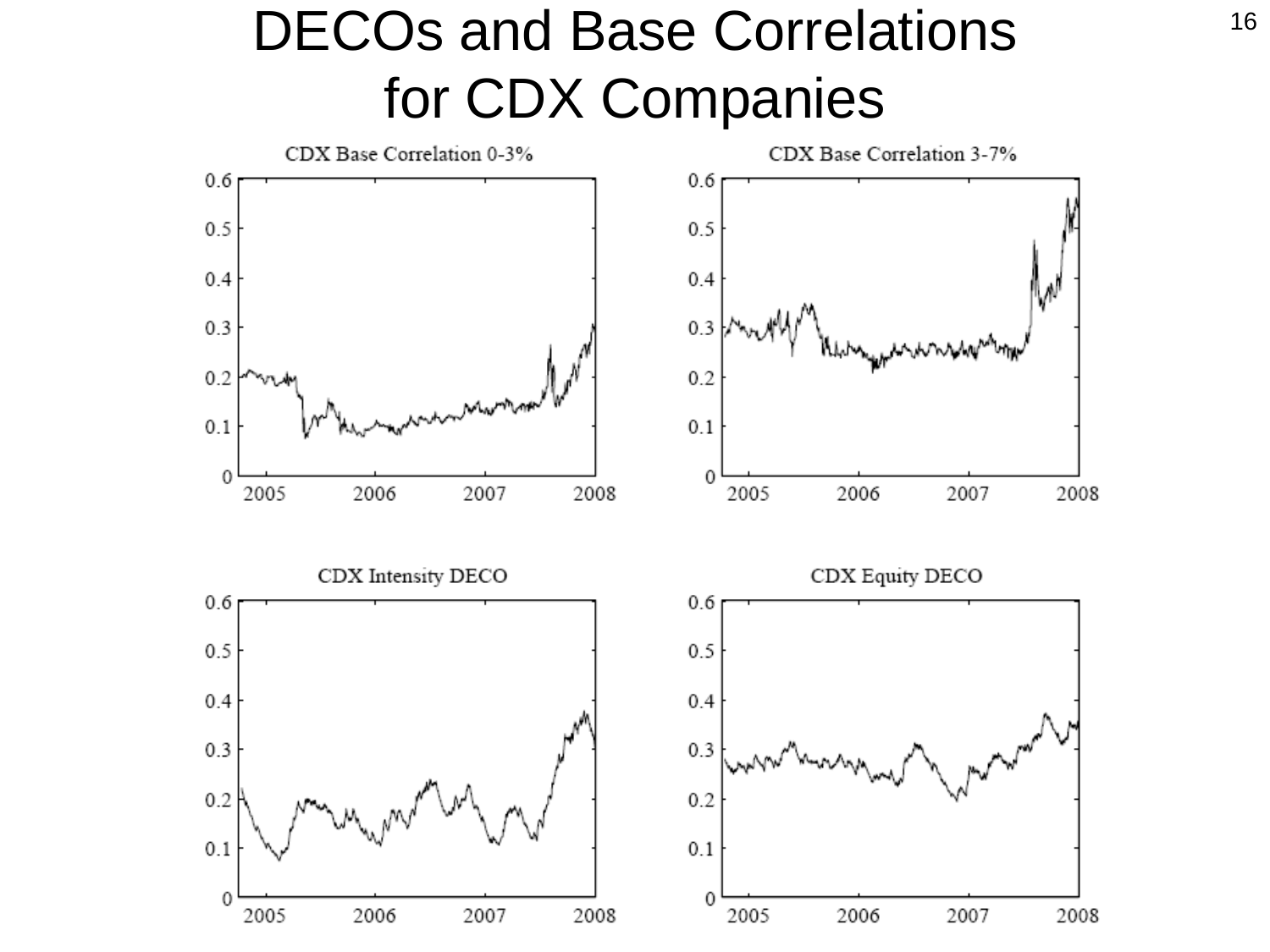# DECOs and Base Correlations for CDX Companies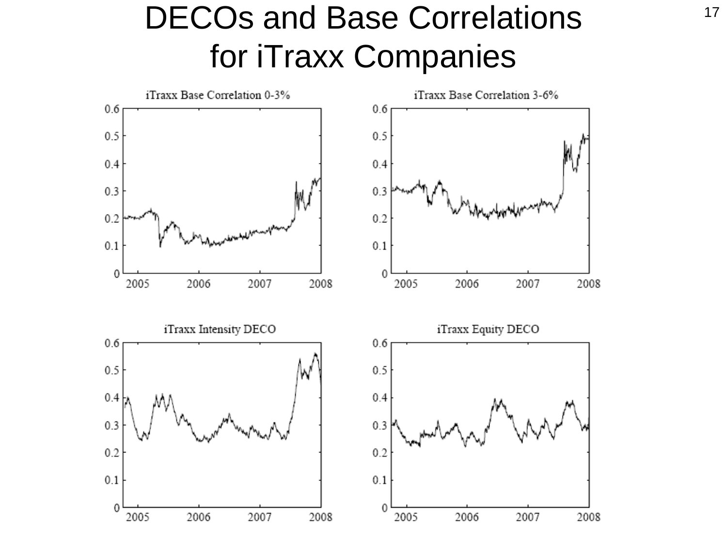# DECOs and Base Correlations for iTraxx Companies

iTraxx Base Correlation 0-3%

iTraxx Base Correlation 3-6%

iTraxx Intensity DECO

iTraxx Equity DECO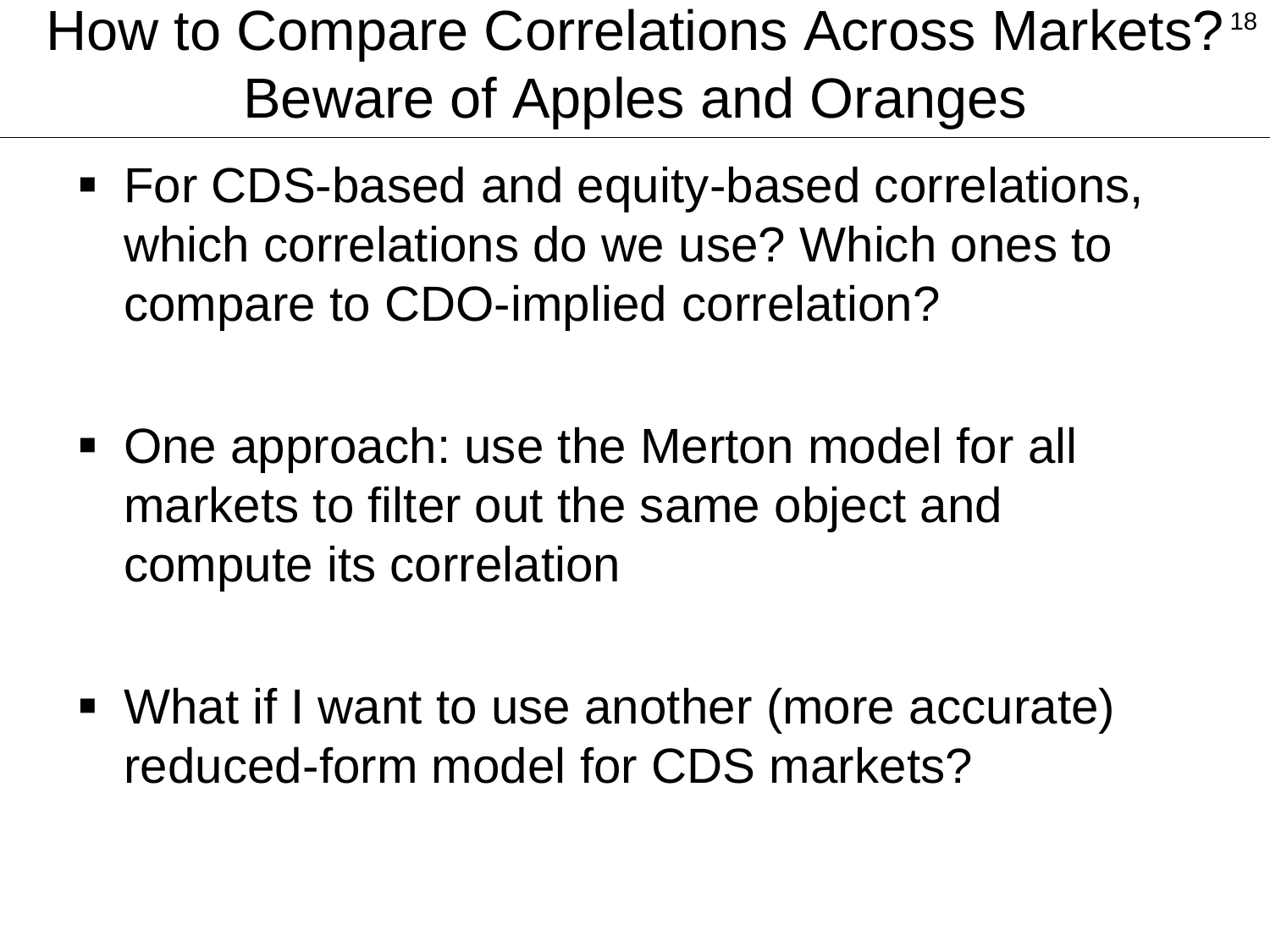# How to Compare Correlations Across Markets? Beware of Apples and Oranges

- For CDS-based and equity-based correlations, which correlations do we use? Which ones to compare to CDO-implied correlation?

- One approach: use the Merton model for all markets to filter out the same object and compute its correlation

- What if I want to use another (more accurate) reduced-form model for CDS markets?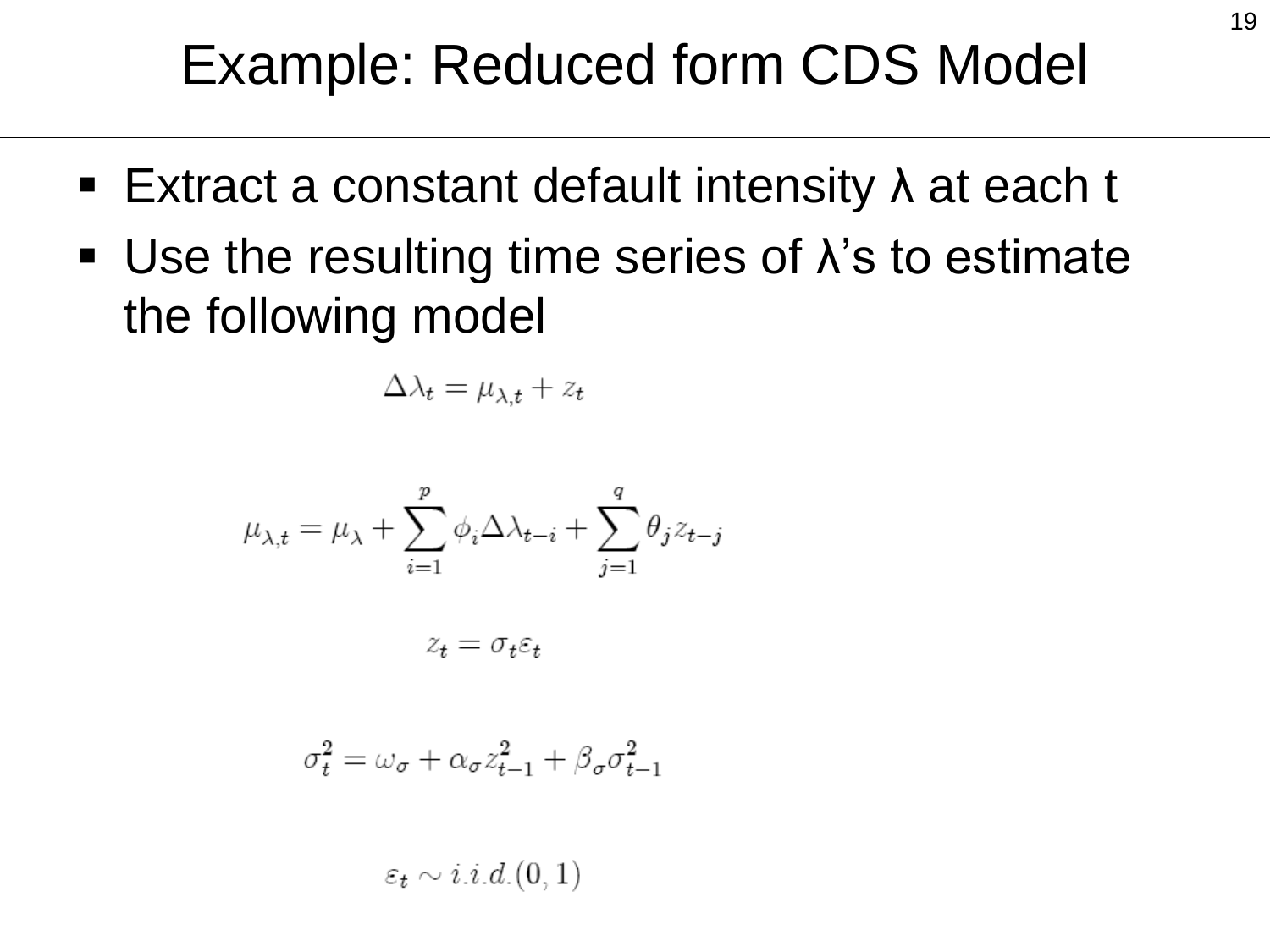# Example: Reduced form CDS Model

- Extract a constant default intensity λ at each t
- Use the resulting time series of λ's to estimate the following model

$$\Delta\lambda_t = \mu_{\lambda,t} + z_t$$

$$\mu_{\lambda,t} = \mu_\lambda + \sum_{i=1}^{p} \phi_i \Delta\lambda_{t-i} + \sum_{j=1}^{q} \theta_j z_{t-j}$$

$$z_t = \sigma_t \varepsilon_t$$

$$\sigma_t^2 = \omega_\sigma + \alpha_\sigma z_{t-1}^2 + \beta_\sigma \sigma_{t-1}^2$$

$$\varepsilon_t \sim i.i.d.(0, 1)$$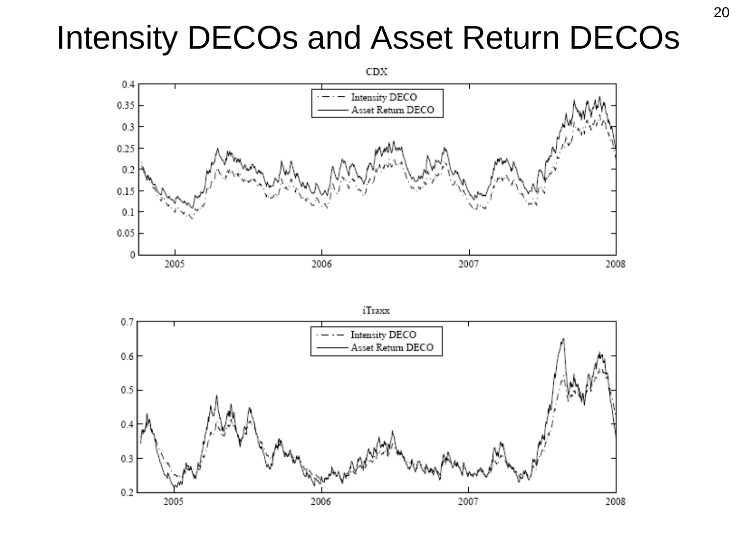# Intensity DECOs and Asset Return DECOs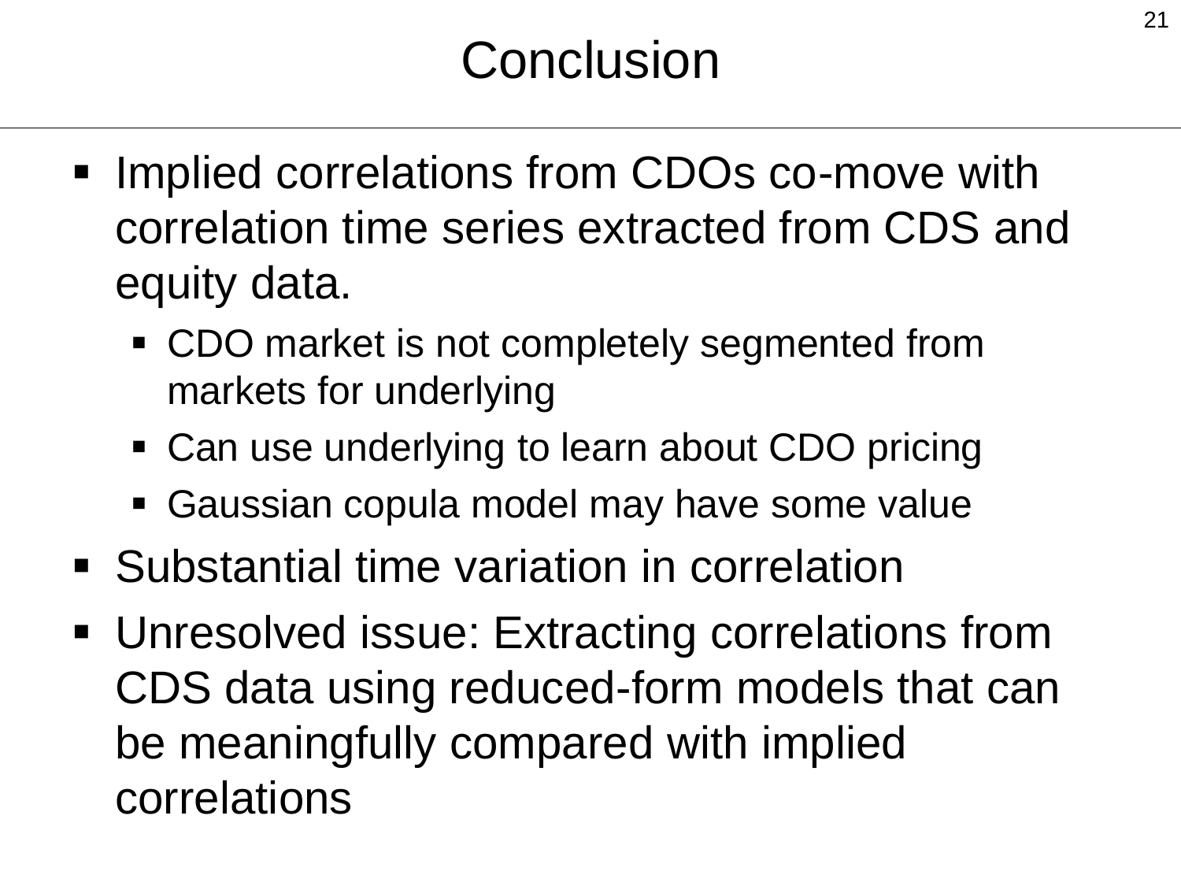# Conclusion

- Implied correlations from CDOs co-move with correlation time series extracted from CDS and equity data.
  - CDO market is not completely segmented from markets for underlying
  - Can use underlying to learn about CDO pricing
  - Gaussian copula model may have some value
- Substantial time variation in correlation
- Unresolved issue: Extracting correlations from CDS data using reduced-form models that can be meaningfully compared with implied correlations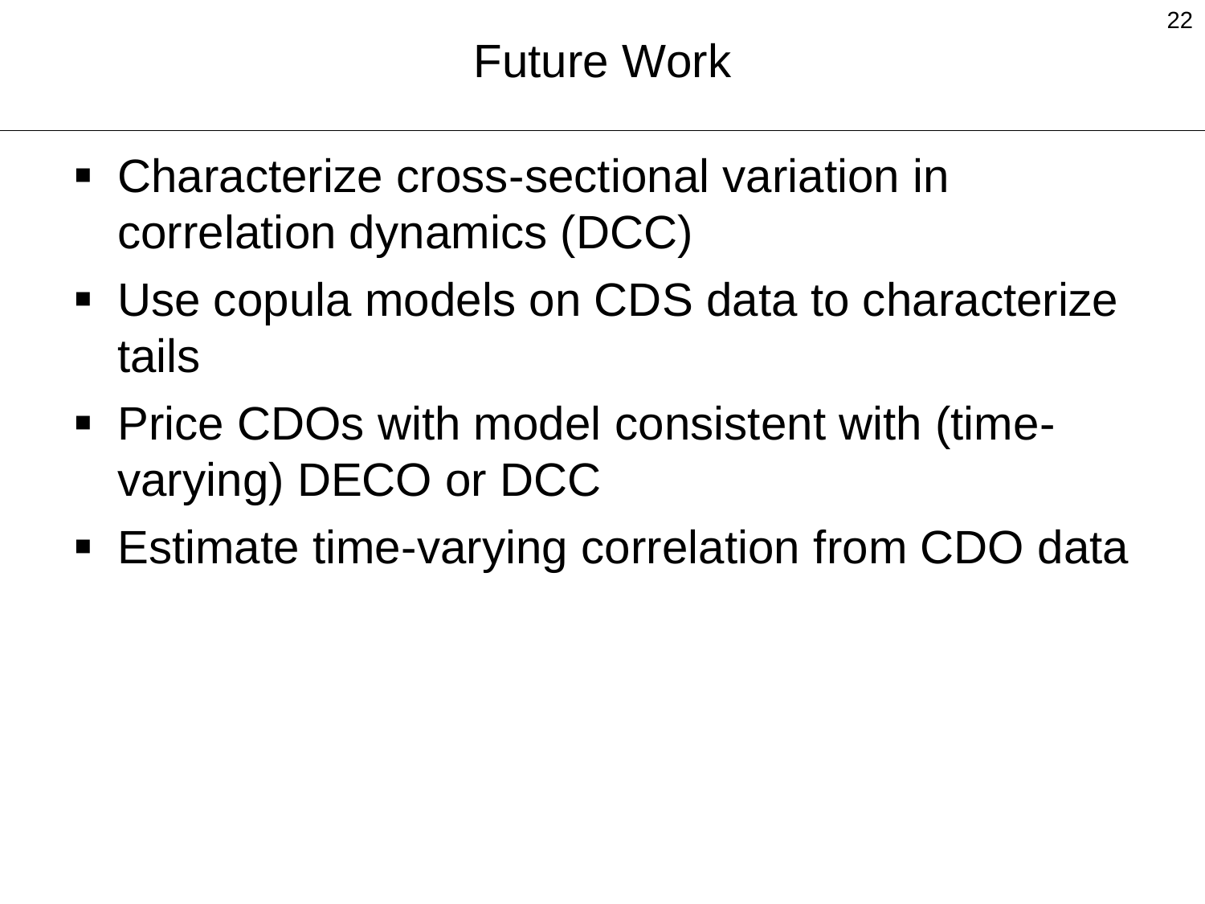# Future Work

- Characterize cross-sectional variation in correlation dynamics (DCC)
- Use copula models on CDS data to characterize tails
- Price CDOs with model consistent with (time-varying) DECO or DCC
- Estimate time-varying correlation from CDO data